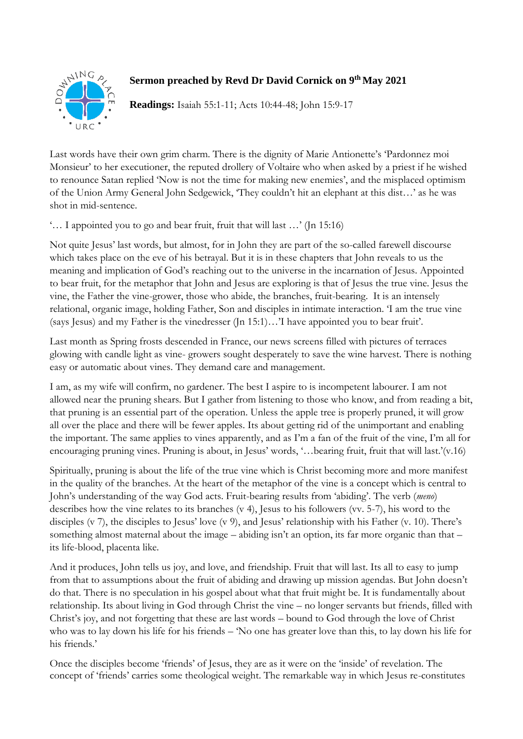## Sermon preached by Revd Dr David Cornick on 9th May 2021

**Readings:** Isaiah 55:1-11; Acts 10:44-48; John 15:9-17

Last words have their own grim charm. There is the dignity of Marie Antionette's 'Pardonnez moi Monsieur' to her executioner, the reputed drollery of Voltaire who when asked by a priest if he wished to renounce Satan replied 'Now is not the time for making new enemies', and the misplaced optimism of the Union Army General John Sedgewick, 'They couldn't hit an elephant at this dist…' as he was shot in mid-sentence.

'… I appointed you to go and bear fruit, fruit that will last …' (Jn 15:16)

Not quite Jesus' last words, but almost, for in John they are part of the so-called farewell discourse which takes place on the eve of his betrayal. But it is in these chapters that John reveals to us the meaning and implication of God's reaching out to the universe in the incarnation of Jesus. Appointed to bear fruit, for the metaphor that John and Jesus are exploring is that of Jesus the true vine. Jesus the vine, the Father the vine-grower, those who abide, the branches, fruit-bearing. It is an intensely relational, organic image, holding Father, Son and disciples in intimate interaction. 'I am the true vine (says Jesus) and my Father is the vinedresser (Jn 15:1)…'I have appointed you to bear fruit'.

Last month as Spring frosts descended in France, our news screens filled with pictures of terraces glowing with candle light as vine- growers sought desperately to save the wine harvest. There is nothing easy or automatic about vines. They demand care and management.

I am, as my wife will confirm, no gardener. The best I aspire to is incompetent labourer. I am not allowed near the pruning shears. But I gather from listening to those who know, and from reading a bit, that pruning is an essential part of the operation. Unless the apple tree is properly pruned, it will grow all over the place and there will be fewer apples. Its about getting rid of the unimportant and enabling the important. The same applies to vines apparently, and as I'm a fan of the fruit of the vine, I'm all for encouraging pruning vines. Pruning is about, in Jesus' words, '…bearing fruit, fruit that will last.'(v.16)

Spiritually, pruning is about the life of the true vine which is Christ becoming more and more manifest in the quality of the branches. At the heart of the metaphor of the vine is a concept which is central to John's understanding of the way God acts. Fruit-bearing results from 'abiding'. The verb (*meno*) describes how the vine relates to its branches (v 4), Jesus to his followers (vv. 5-7), his word to the disciples (v 7), the disciples to Jesus' love (v 9), and Jesus' relationship with his Father (v. 10). There's something almost maternal about the image – abiding isn't an option, its far more organic than that – its life-blood, placenta like.

And it produces, John tells us joy, and love, and friendship. Fruit that will last. Its all to easy to jump from that to assumptions about the fruit of abiding and drawing up mission agendas. But John doesn't do that. There is no speculation in his gospel about what that fruit might be. It is fundamentally about relationship. Its about living in God through Christ the vine – no longer servants but friends, filled with Christ's joy, and not forgetting that these are last words – bound to God through the love of Christ who was to lay down his life for his friends – 'No one has greater love than this, to lay down his life for his friends.'

Once the disciples become 'friends' of Jesus, they are as it were on the 'inside' of revelation. The concept of 'friends' carries some theological weight. The remarkable way in which Jesus re-constitutes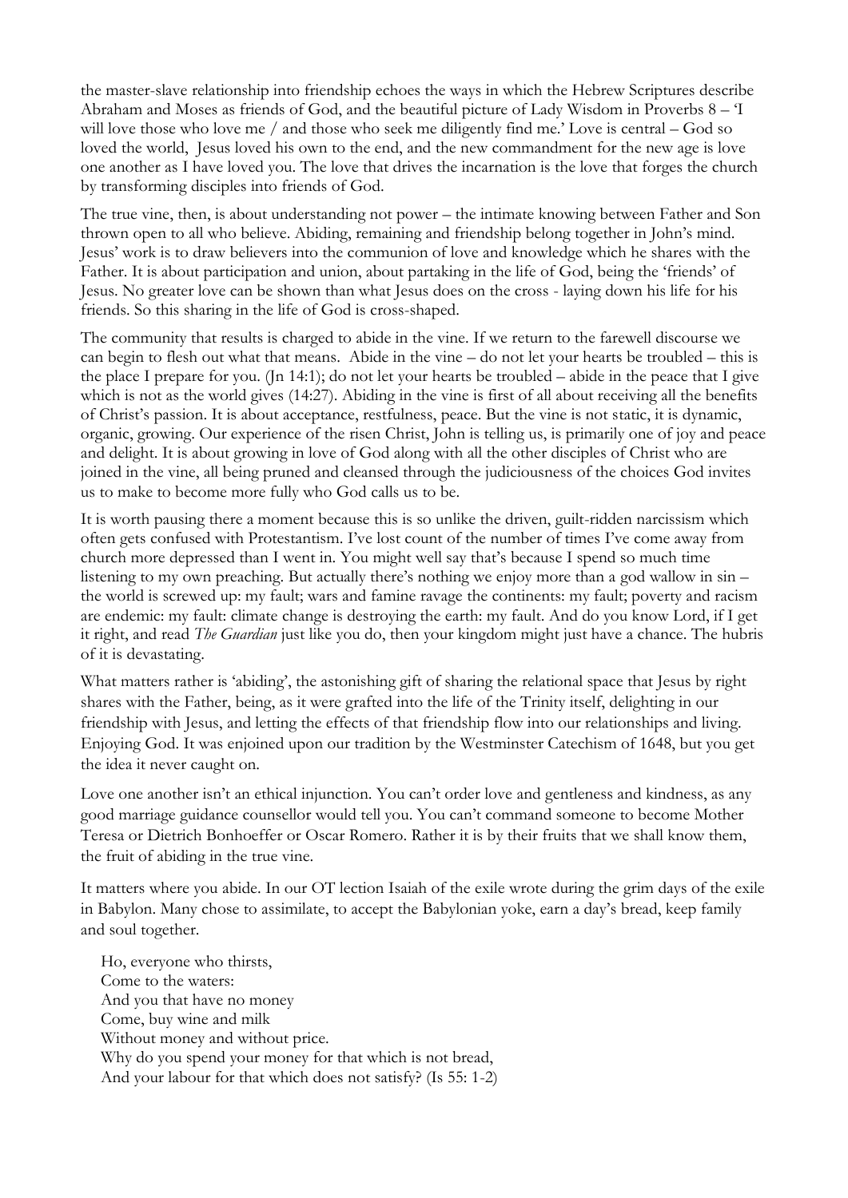the master-slave relationship into friendship echoes the ways in which the Hebrew Scriptures describe Abraham and Moses as friends of God, and the beautiful picture of Lady Wisdom in Proverbs 8 – 'I will love those who love me / and those who seek me diligently find me.' Love is central – God so loved the world, Jesus loved his own to the end, and the new commandment for the new age is love one another as I have loved you. The love that drives the incarnation is the love that forges the church by transforming disciples into friends of God.

The true vine, then, is about understanding not power – the intimate knowing between Father and Son thrown open to all who believe. Abiding, remaining and friendship belong together in John's mind. Jesus' work is to draw believers into the communion of love and knowledge which he shares with the Father. It is about participation and union, about partaking in the life of God, being the 'friends' of Jesus. No greater love can be shown than what Jesus does on the cross - laying down his life for his friends. So this sharing in the life of God is cross-shaped.

The community that results is charged to abide in the vine. If we return to the farewell discourse we can begin to flesh out what that means. Abide in the vine – do not let your hearts be troubled – this is the place I prepare for you. (Jn 14:1); do not let your hearts be troubled – abide in the peace that I give which is not as the world gives (14:27). Abiding in the vine is first of all about receiving all the benefits of Christ's passion. It is about acceptance, restfulness, peace. But the vine is not static, it is dynamic, organic, growing. Our experience of the risen Christ, John is telling us, is primarily one of joy and peace and delight. It is about growing in love of God along with all the other disciples of Christ who are joined in the vine, all being pruned and cleansed through the judiciousness of the choices God invites us to make to become more fully who God calls us to be.

It is worth pausing there a moment because this is so unlike the driven, guilt-ridden narcissism which often gets confused with Protestantism. I've lost count of the number of times I've come away from church more depressed than I went in. You might well say that's because I spend so much time listening to my own preaching. But actually there's nothing we enjoy more than a god wallow in sin – the world is screwed up: my fault; wars and famine ravage the continents: my fault; poverty and racism are endemic: my fault: climate change is destroying the earth: my fault. And do you know Lord, if I get it right, and read *The Guardian* just like you do, then your kingdom might just have a chance. The hubris of it is devastating.

What matters rather is 'abiding', the astonishing gift of sharing the relational space that Jesus by right shares with the Father, being, as it were grafted into the life of the Trinity itself, delighting in our friendship with Jesus, and letting the effects of that friendship flow into our relationships and living. Enjoying God. It was enjoined upon our tradition by the Westminster Catechism of 1648, but you get the idea it never caught on.

Love one another isn't an ethical injunction. You can't order love and gentleness and kindness, as any good marriage guidance counsellor would tell you. You can't command someone to become Mother Teresa or Dietrich Bonhoeffer or Oscar Romero. Rather it is by their fruits that we shall know them, the fruit of abiding in the true vine.

It matters where you abide. In our OT lection Isaiah of the exile wrote during the grim days of the exile in Babylon. Many chose to assimilate, to accept the Babylonian yoke, earn a day's bread, keep family and soul together.

> Ho, everyone who thirsts,
> Come to the waters:
> And you that have no money
> Come, buy wine and milk
> Without money and without price.
> Why do you spend your money for that which is not bread,
> And your labour for that which does not satisfy? (Is 55: 1-2)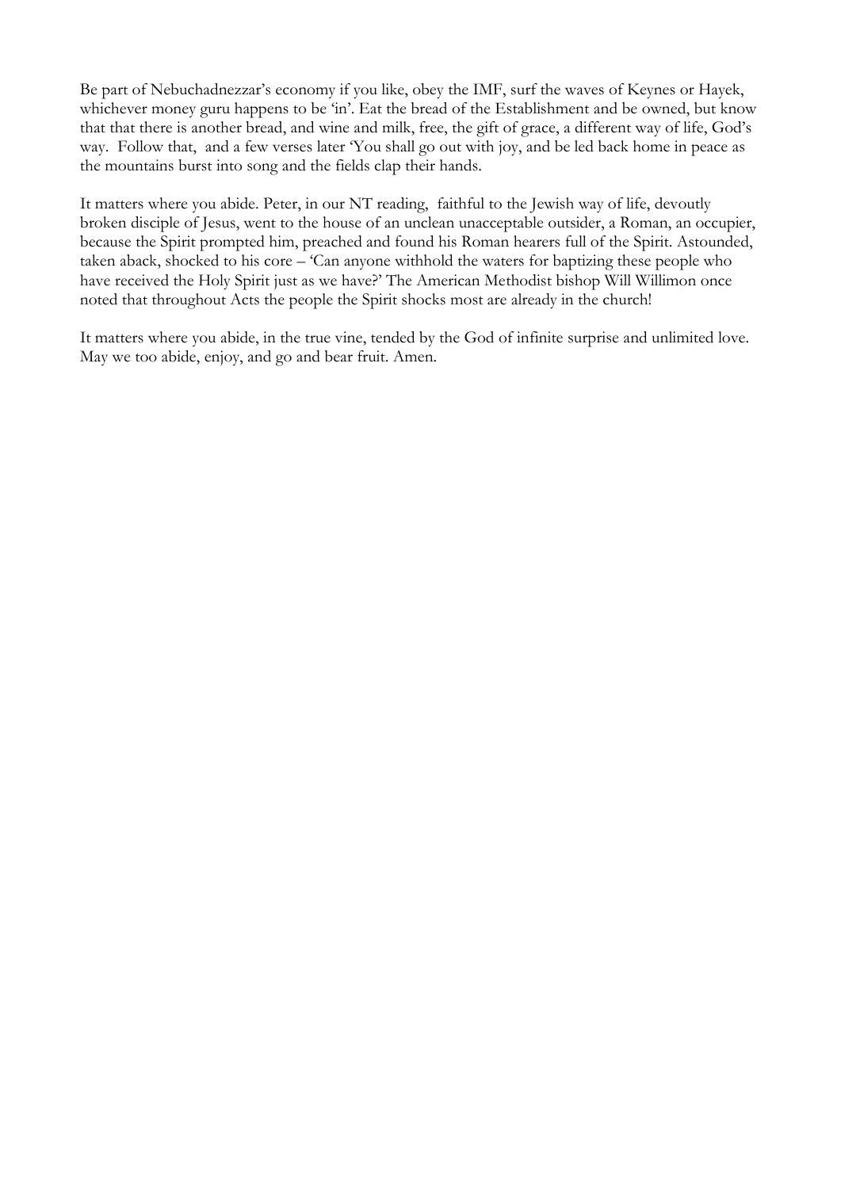Be part of Nebuchadnezzar's economy if you like, obey the IMF, surf the waves of Keynes or Hayek, whichever money guru happens to be 'in'. Eat the bread of the Establishment and be owned, but know that that there is another bread, and wine and milk, free, the gift of grace, a different way of life, God's way. Follow that, and a few verses later 'You shall go out with joy, and be led back home in peace as the mountains burst into song and the fields clap their hands.

It matters where you abide. Peter, in our NT reading, faithful to the Jewish way of life, devoutly broken disciple of Jesus, went to the house of an unclean unacceptable outsider, a Roman, an occupier, because the Spirit prompted him, preached and found his Roman hearers full of the Spirit. Astounded, taken aback, shocked to his core – 'Can anyone withhold the waters for baptizing these people who have received the Holy Spirit just as we have?' The American Methodist bishop Will Willimon once noted that throughout Acts the people the Spirit shocks most are already in the church!

It matters where you abide, in the true vine, tended by the God of infinite surprise and unlimited love. May we too abide, enjoy, and go and bear fruit. Amen.